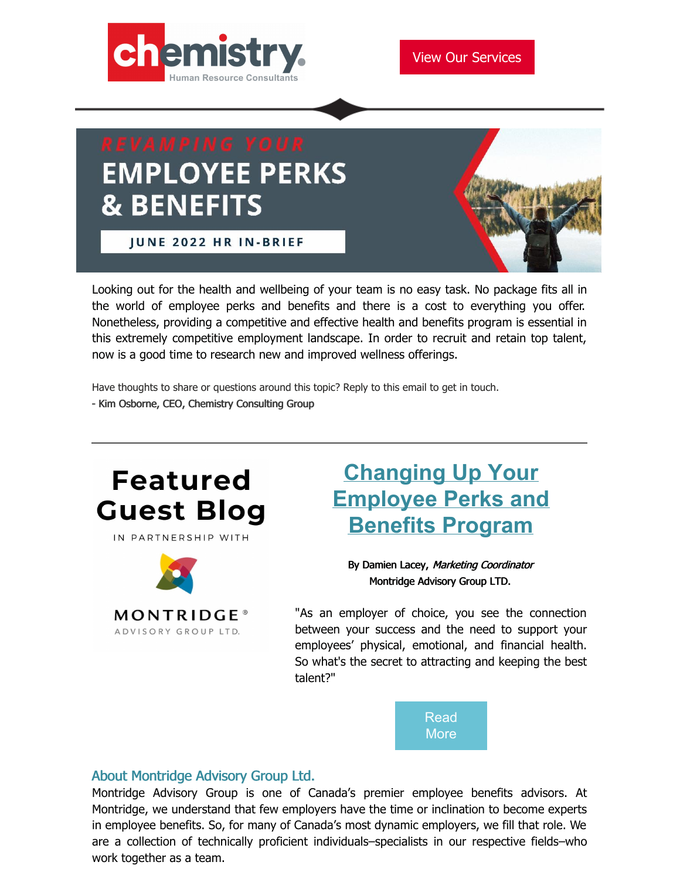chemistry. Human Resource Consultants

View Our Services

# REVAMPING YOUR EMPLOYEE PERKS & BENEFITS

JUNE 2022 HR IN-BRIEF

Looking out for the health and wellbeing of your team is no easy task. No package fits all in the world of employee perks and benefits and there is a cost to everything you offer. Nonetheless, providing a competitive and effective health and benefits program is essential in this extremely competitive employment landscape. In order to recruit and retain top talent, now is a good time to research new and improved wellness offerings.

Have thoughts to share or questions around this topic? Reply to this email to get in touch.
- Kim Osborne, CEO, Chemistry Consulting Group

---

## Featured Guest Blog

IN PARTNERSHIP WITH

MONTRIDGE® ADVISORY GROUP LTD.

## Changing Up Your Employee Perks and Benefits Program

By Damien Lacey, *Marketing Coordinator*
Montridge Advisory Group LTD.

"As an employer of choice, you see the connection between your success and the need to support your employees' physical, emotional, and financial health. So what's the secret to attracting and keeping the best talent?"

Read More

### About Montridge Advisory Group Ltd.

Montridge Advisory Group is one of Canada's premier employee benefits advisors. At Montridge, we understand that few employers have the time or inclination to become experts in employee benefits. So, for many of Canada's most dynamic employers, we fill that role. We are a collection of technically proficient individuals–specialists in our respective fields–who work together as a team.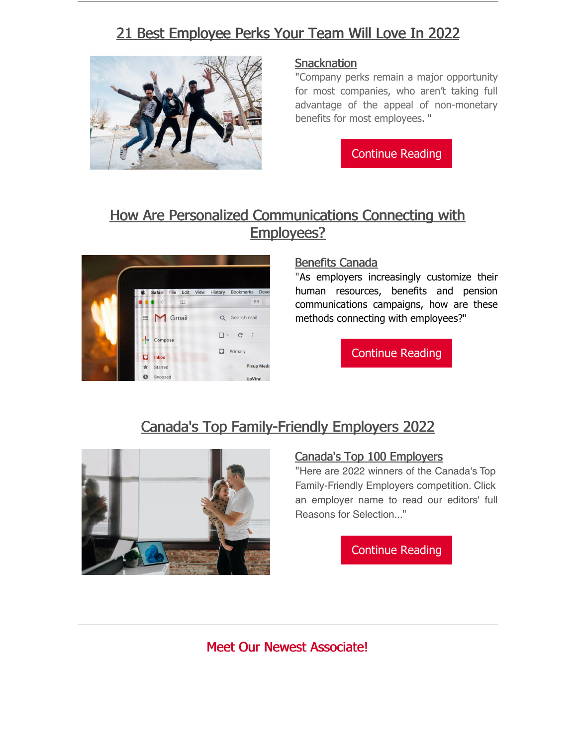## 21 Best Employee Perks Your Team Will Love In 2022

Snacknation

"Company perks remain a major opportunity for most companies, who aren't taking full advantage of the appeal of non-monetary benefits for most employees. "

Continue Reading

## How Are Personalized Communications Connecting with Employees?

Benefits Canada

"As employers increasingly customize their human resources, benefits and pension communications campaigns, how are these methods connecting with employees?"

Continue Reading

## Canada's Top Family-Friendly Employers 2022

Canada's Top 100 Employers

"Here are 2022 winners of the Canada's Top Family-Friendly Employers competition. Click an employer name to read our editors' full Reasons for Selection..."

Continue Reading

## Meet Our Newest Associate!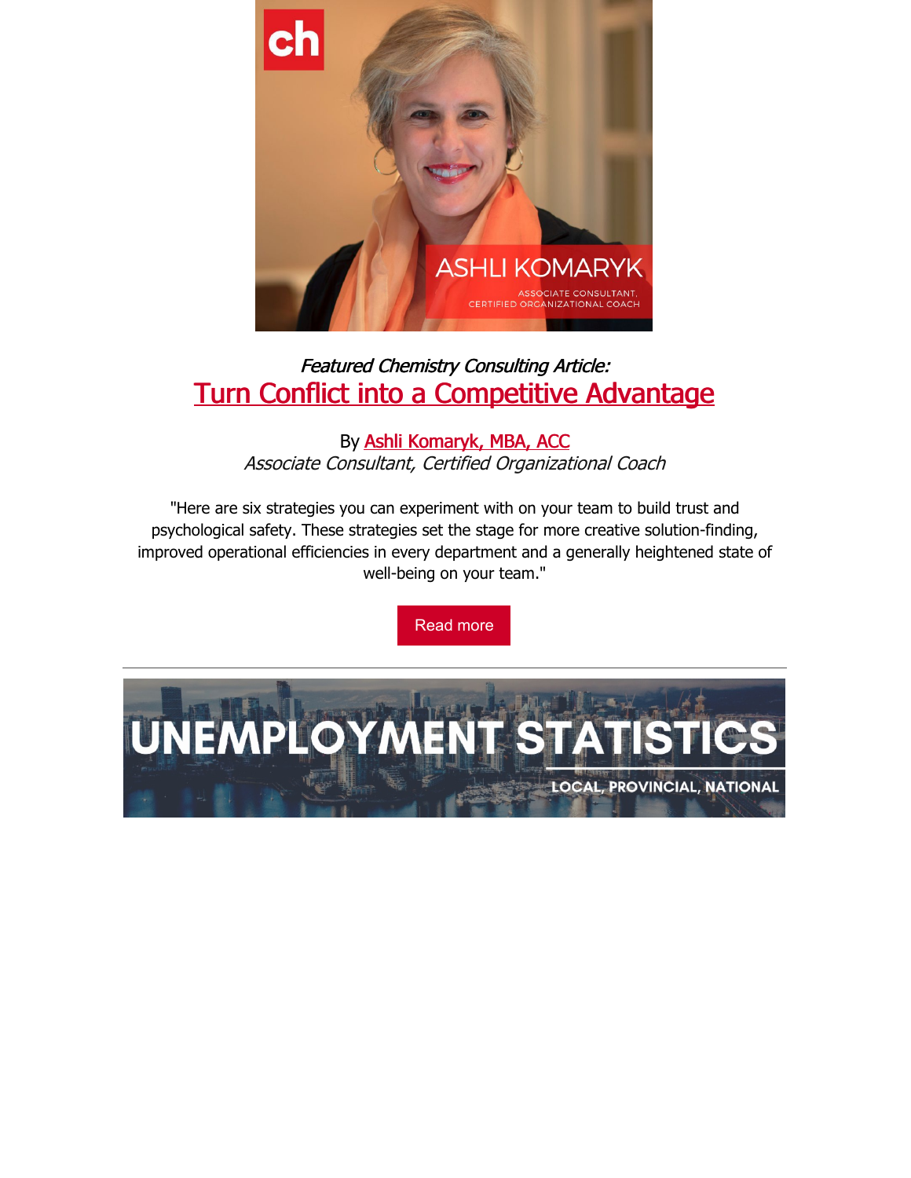*Featured Chemistry Consulting Article:*

## Turn Conflict into a Competitive Advantage

By Ashli Komaryk, MBA, ACC

*Associate Consultant, Certified Organizational Coach*

"Here are six strategies you can experiment with on your team to build trust and psychological safety. These strategies set the stage for more creative solution-finding, improved operational efficiencies in every department and a generally heightened state of well-being on your team."

Read more

---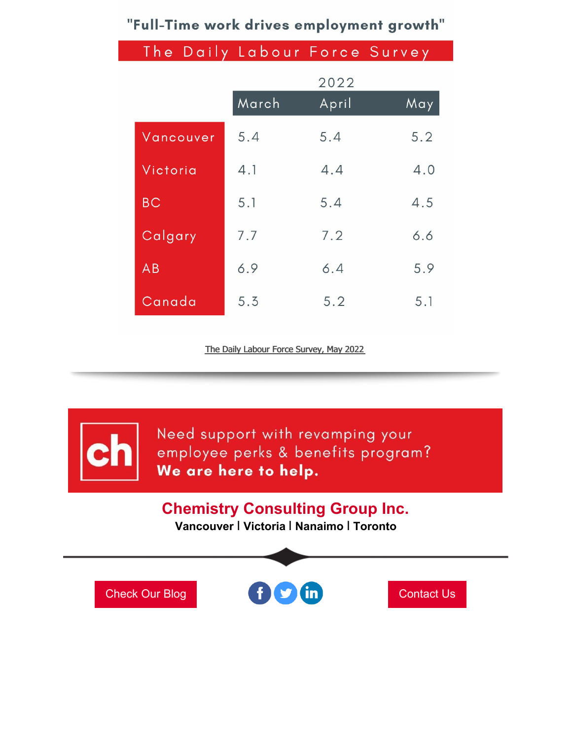## "Full-Time work drives employment growth"

### The Daily Labour Force Survey

| | 2022 | | |
|---|---|---|---|
| | March | April | May |
| Vancouver | 5.4 | 5.4 | 5.2 |
| Victoria | 4.1 | 4.4 | 4.0 |
| BC | 5.1 | 5.4 | 4.5 |
| Calgary | 7.7 | 7.2 | 6.6 |
| AB | 6.9 | 6.4 | 5.9 |
| Canada | 5.3 | 5.2 | 5.1 |

The Daily Labour Force Survey, May 2022

---

ch

Need support with revamping your employee perks & benefits program?
**We are here to help.**

**Chemistry Consulting Group Inc.**
**Vancouver | Victoria | Nanaimo | Toronto**

---

Check Our Blog

Contact Us